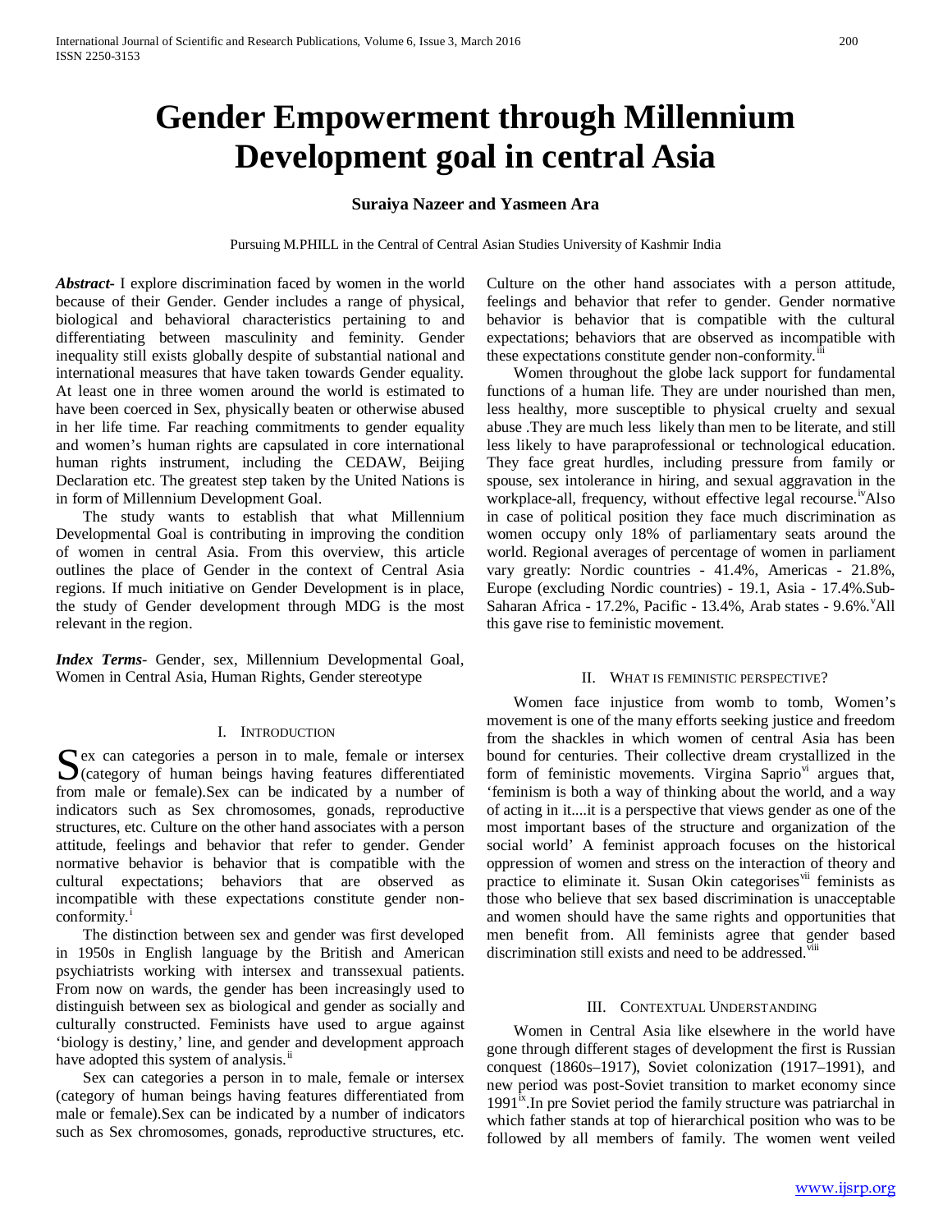# Gender Empowerment through Millennium Development goal in central Asia

**Suraiya Nazeer and Yasmeen Ara**

Pursuing M.PHILL in the Central of Central Asian Studies University of Kashmir India

***Abstract***- I explore discrimination faced by women in the world because of their Gender. Gender includes a range of physical, biological and behavioral characteristics pertaining to and differentiating between masculinity and feminity. Gender inequality still exists globally despite of substantial national and international measures that have taken towards Gender equality. At least one in three women around the world is estimated to have been coerced in Sex, physically beaten or otherwise abused in her life time. Far reaching commitments to gender equality and women's human rights are capsulated in core international human rights instrument, including the CEDAW, Beijing Declaration etc. The greatest step taken by the United Nations is in form of Millennium Development Goal.

The study wants to establish that what Millennium Developmental Goal is contributing in improving the condition of women in central Asia. From this overview, this article outlines the place of Gender in the context of Central Asia regions. If much initiative on Gender Development is in place, the study of Gender development through MDG is the most relevant in the region.

***Index Terms***- Gender, sex, Millennium Developmental Goal, Women in Central Asia, Human Rights, Gender stereotype

## I. Introduction

Sex can categories a person in to male, female or intersex (category of human beings having features differentiated from male or female).Sex can be indicated by a number of indicators such as Sex chromosomes, gonads, reproductive structures, etc. Culture on the other hand associates with a person attitude, feelings and behavior that refer to gender. Gender normative behavior is behavior that is compatible with the cultural expectations; behaviors that are observed as incompatible with these expectations constitute gender non-conformity.[i]

The distinction between sex and gender was first developed in 1950s in English language by the British and American psychiatrists working with intersex and transsexual patients. From now on wards, the gender has been increasingly used to distinguish between sex as biological and gender as socially and culturally constructed. Feminists have used to argue against 'biology is destiny,' line, and gender and development approach have adopted this system of analysis.[ii]

Sex can categories a person in to male, female or intersex (category of human beings having features differentiated from male or female).Sex can be indicated by a number of indicators such as Sex chromosomes, gonads, reproductive structures, etc. Culture on the other hand associates with a person attitude, feelings and behavior that refer to gender. Gender normative behavior is behavior that is compatible with the cultural expectations; behaviors that are observed as incompatible with these expectations constitute gender non-conformity.[iii]

Women throughout the globe lack support for fundamental functions of a human life. They are under nourished than men, less healthy, more susceptible to physical cruelty and sexual abuse .They are much less likely than men to be literate, and still less likely to have paraprofessional or technological education. They face great hurdles, including pressure from family or spouse, sex intolerance in hiring, and sexual aggravation in the workplace-all, frequency, without effective legal recourse.[iv]Also in case of political position they face much discrimination as women occupy only 18% of parliamentary seats around the world. Regional averages of percentage of women in parliament vary greatly: Nordic countries - 41.4%, Americas - 21.8%, Europe (excluding Nordic countries) - 19.1, Asia - 17.4%.Sub-Saharan Africa - 17.2%, Pacific - 13.4%, Arab states - 9.6%.[v]All this gave rise to feministic movement.

## II. What is feministic perspective?

Women face injustice from womb to tomb, Women's movement is one of the many efforts seeking justice and freedom from the shackles in which women of central Asia has been bound for centuries. Their collective dream crystallized in the form of feministic movements. Virgina Saprio[vi] argues that, 'feminism is both a way of thinking about the world, and a way of acting in it....it is a perspective that views gender as one of the most important bases of the structure and organization of the social world' A feminist approach focuses on the historical oppression of women and stress on the interaction of theory and practice to eliminate it. Susan Okin categorises[vii] feminists as those who believe that sex based discrimination is unacceptable and women should have the same rights and opportunities that men benefit from. All feminists agree that gender based discrimination still exists and need to be addressed.[viii]

## III. Contextual Understanding

Women in Central Asia like elsewhere in the world have gone through different stages of development the first is Russian conquest (1860s–1917), Soviet colonization (1917–1991), and new period was post-Soviet transition to market economy since 1991[ix].In pre Soviet period the family structure was patriarchal in which father stands at top of hierarchical position who was to be followed by all members of family. The women went veiled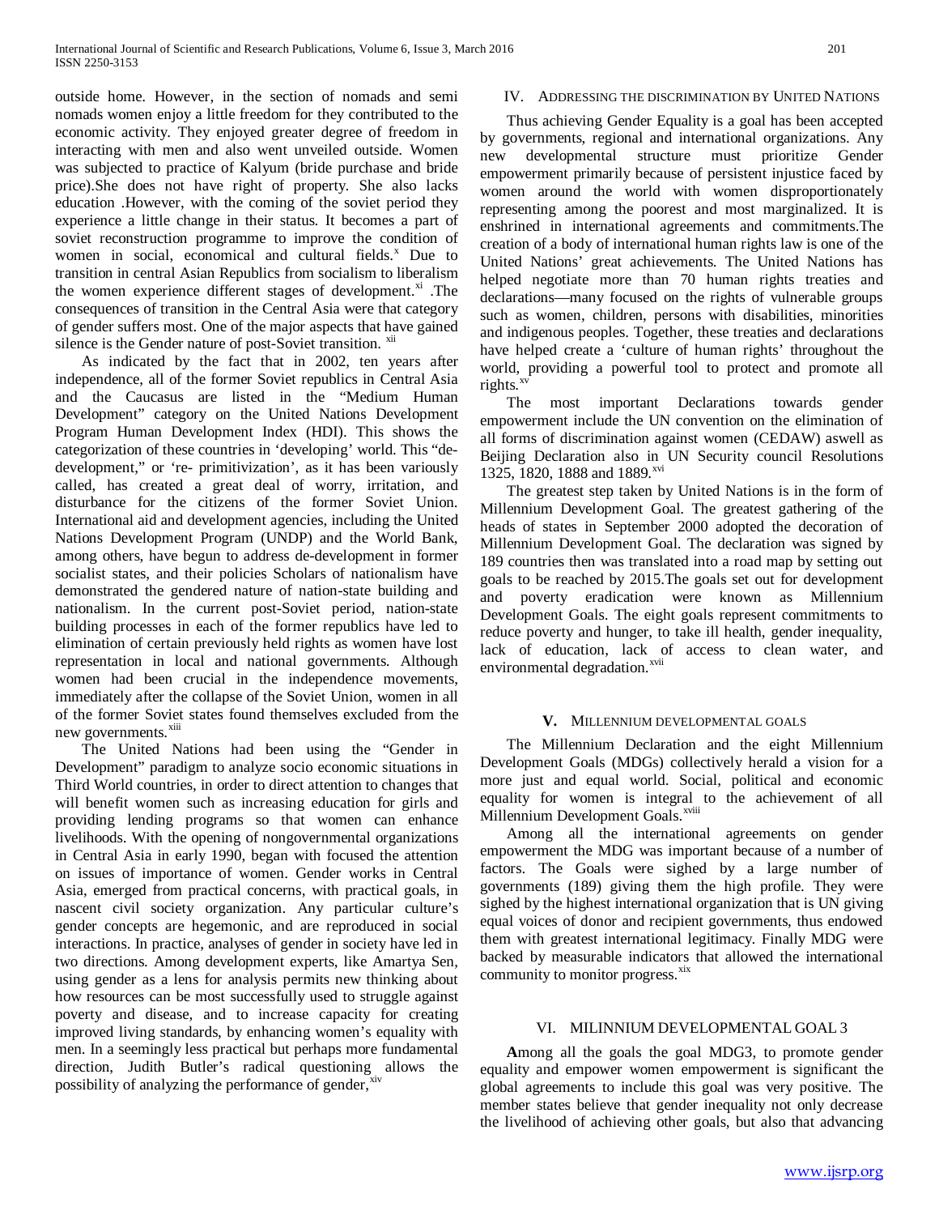outside home. However, in the section of nomads and semi nomads women enjoy a little freedom for they contributed to the economic activity. They enjoyed greater degree of freedom in interacting with men and also went unveiled outside. Women was subjected to practice of Kalyum (bride purchase and bride price).She does not have right of property. She also lacks education .However, with the coming of the soviet period they experience a little change in their status. It becomes a part of soviet reconstruction programme to improve the condition of women in social, economical and cultural fields.[x] Due to transition in central Asian Republics from socialism to liberalism the women experience different stages of development.[xi] .The consequences of transition in the Central Asia were that category of gender suffers most. One of the major aspects that have gained silence is the Gender nature of post-Soviet transition. [xii]

As indicated by the fact that in 2002, ten years after independence, all of the former Soviet republics in Central Asia and the Caucasus are listed in the "Medium Human Development" category on the United Nations Development Program Human Development Index (HDI). This shows the categorization of these countries in 'developing' world. This "de-development," or 're- primitivization', as it has been variously called, has created a great deal of worry, irritation, and disturbance for the citizens of the former Soviet Union. International aid and development agencies, including the United Nations Development Program (UNDP) and the World Bank, among others, have begun to address de-development in former socialist states, and their policies Scholars of nationalism have demonstrated the gendered nature of nation-state building and nationalism. In the current post-Soviet period, nation-state building processes in each of the former republics have led to elimination of certain previously held rights as women have lost representation in local and national governments. Although women had been crucial in the independence movements, immediately after the collapse of the Soviet Union, women in all of the former Soviet states found themselves excluded from the new governments.[xiii]

The United Nations had been using the "Gender in Development" paradigm to analyze socio economic situations in Third World countries, in order to direct attention to changes that will benefit women such as increasing education for girls and providing lending programs so that women can enhance livelihoods. With the opening of nongovernmental organizations in Central Asia in early 1990, began with focused the attention on issues of importance of women. Gender works in Central Asia, emerged from practical concerns, with practical goals, in nascent civil society organization. Any particular culture's gender concepts are hegemonic, and are reproduced in social interactions. In practice, analyses of gender in society have led in two directions. Among development experts, like Amartya Sen, using gender as a lens for analysis permits new thinking about how resources can be most successfully used to struggle against poverty and disease, and to increase capacity for creating improved living standards, by enhancing women's equality with men. In a seemingly less practical but perhaps more fundamental direction, Judith Butler's radical questioning allows the possibility of analyzing the performance of gender,[xiv]

## IV. Addressing the Discrimination by United Nations

Thus achieving Gender Equality is a goal has been accepted by governments, regional and international organizations. Any new developmental structure must prioritize Gender empowerment primarily because of persistent injustice faced by women around the world with women disproportionately representing among the poorest and most marginalized. It is enshrined in international agreements and commitments.The creation of a body of international human rights law is one of the United Nations' great achievements. The United Nations has helped negotiate more than 70 human rights treaties and declarations—many focused on the rights of vulnerable groups such as women, children, persons with disabilities, minorities and indigenous peoples. Together, these treaties and declarations have helped create a 'culture of human rights' throughout the world, providing a powerful tool to protect and promote all rights.[xv]

The most important Declarations towards gender empowerment include the UN convention on the elimination of all forms of discrimination against women (CEDAW) aswell as Beijing Declaration also in UN Security council Resolutions 1325, 1820, 1888 and 1889.[xvi]

The greatest step taken by United Nations is in the form of Millennium Development Goal. The greatest gathering of the heads of states in September 2000 adopted the decoration of Millennium Development Goal. The declaration was signed by 189 countries then was translated into a road map by setting out goals to be reached by 2015.The goals set out for development and poverty eradication were known as Millennium Development Goals. The eight goals represent commitments to reduce poverty and hunger, to take ill health, gender inequality, lack of education, lack of access to clean water, and environmental degradation.[xvii]

## V. Millennium Developmental Goals

The Millennium Declaration and the eight Millennium Development Goals (MDGs) collectively herald a vision for a more just and equal world. Social, political and economic equality for women is integral to the achievement of all Millennium Development Goals.[xviii]

Among all the international agreements on gender empowerment the MDG was important because of a number of factors. The Goals were sighed by a large number of governments (189) giving them the high profile. They were sighed by the highest international organization that is UN giving equal voices of donor and recipient governments, thus endowed them with greatest international legitimacy. Finally MDG were backed by measurable indicators that allowed the international community to monitor progress.[xix]

## VI. Milinnium Developmental Goal 3

Among all the goals the goal MDG3, to promote gender equality and empower women empowerment is significant the global agreements to include this goal was very positive. The member states believe that gender inequality not only decrease the livelihood of achieving other goals, but also that advancing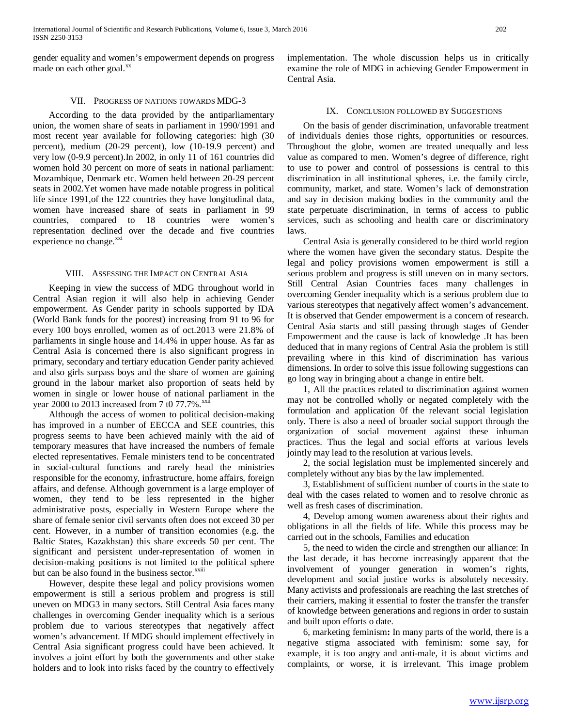gender equality and women's empowerment depends on progress made on each other goal.[xx]

## VII. Progress of Nations towards MDG-3

According to the data provided by the antiparliamentary union, the women share of seats in parliament in 1990/1991 and most recent year available for following categories: high (30 percent), medium (20-29 percent), low (10-19.9 percent) and very low (0-9.9 percent).In 2002, in only 11 of 161 countries did women hold 30 percent on more of seats in national parliament: Mozambique, Denmark etc. Women held between 20-29 percent seats in 2002.Yet women have made notable progress in political life since 1991,of the 122 countries they have longitudinal data, women have increased share of seats in parliament in 99 countries, compared to 18 countries were women's representation declined over the decade and five countries experience no change.[xxi]

## VIII. Assessing the Impact on Central Asia

Keeping in view the success of MDG throughout world in Central Asian region it will also help in achieving Gender empowerment. As Gender parity in schools supported by IDA (World Bank funds for the poorest) increasing from 91 to 96 for every 100 boys enrolled, women as of oct.2013 were 21.8% of parliaments in single house and 14.4% in upper house. As far as Central Asia is concerned there is also significant progress in primary, secondary and tertiary education Gender parity achieved and also girls surpass boys and the share of women are gaining ground in the labour market also proportion of seats held by women in single or lower house of national parliament in the year 2000 to 2013 increased from 7 t0 77.7%.[xxii]

Although the access of women to political decision-making has improved in a number of EECCA and SEE countries, this progress seems to have been achieved mainly with the aid of temporary measures that have increased the numbers of female elected representatives. Female ministers tend to be concentrated in social-cultural functions and rarely head the ministries responsible for the economy, infrastructure, home affairs, foreign affairs, and defense. Although government is a large employer of women, they tend to be less represented in the higher administrative posts, especially in Western Europe where the share of female senior civil servants often does not exceed 30 per cent. However, in a number of transition economies (e.g. the Baltic States, Kazakhstan) this share exceeds 50 per cent. The significant and persistent under-representation of women in decision-making positions is not limited to the political sphere but can be also found in the business sector.[xxiii]

However, despite these legal and policy provisions women empowerment is still a serious problem and progress is still uneven on MDG3 in many sectors. Still Central Asia faces many challenges in overcoming Gender inequality which is a serious problem due to various stereotypes that negatively affect women's advancement. If MDG should implement effectively in Central Asia significant progress could have been achieved. It involves a joint effort by both the governments and other stake holders and to look into risks faced by the country to effectively implementation. The whole discussion helps us in critically examine the role of MDG in achieving Gender Empowerment in Central Asia.

## IX. Conclusion followed by Suggestions

On the basis of gender discrimination, unfavorable treatment of individuals denies those rights, opportunities or resources. Throughout the globe, women are treated unequally and less value as compared to men. Women's degree of difference, right to use to power and control of possessions is central to this discrimination in all institutional spheres, i.e. the family circle, community, market, and state. Women's lack of demonstration and say in decision making bodies in the community and the state perpetuate discrimination, in terms of access to public services, such as schooling and health care or discriminatory laws.

Central Asia is generally considered to be third world region where the women have given the secondary status. Despite the legal and policy provisions women empowerment is still a serious problem and progress is still uneven on in many sectors. Still Central Asian Countries faces many challenges in overcoming Gender inequality which is a serious problem due to various stereotypes that negatively affect women's advancement. It is observed that Gender empowerment is a concern of research. Central Asia starts and still passing through stages of Gender Empowerment and the cause is lack of knowledge .It has been deduced that in many regions of Central Asia the problem is still prevailing where in this kind of discrimination has various dimensions. In order to solve this issue following suggestions can go long way in bringing about a change in entire belt.

1, All the practices related to discrimination against women may not be controlled wholly or negated completely with the formulation and application 0f the relevant social legislation only. There is also a need of broader social support through the organization of social movement against these inhuman practices. Thus the legal and social efforts at various levels jointly may lead to the resolution at various levels.

2, the social legislation must be implemented sincerely and completely without any bias by the law implemented.

3, Establishment of sufficient number of courts in the state to deal with the cases related to women and to resolve chronic as well as fresh cases of discrimination.

4, Develop among women awareness about their rights and obligations in all the fields of life. While this process may be carried out in the schools, Families and education

5, the need to widen the circle and strengthen our alliance: In the last decade, it has become increasingly apparent that the involvement of younger generation in women's rights, development and social justice works is absolutely necessity. Many activists and professionals are reaching the last stretches of their carriers, making it essential to foster the transfer the transfer of knowledge between generations and regions in order to sustain and built upon efforts o date.

6, marketing feminism**:** In many parts of the world, there is a negative stigma associated with feminism: some say, for example, it is too angry and anti-male, it is about victims and complaints, or worse, it is irrelevant. This image problem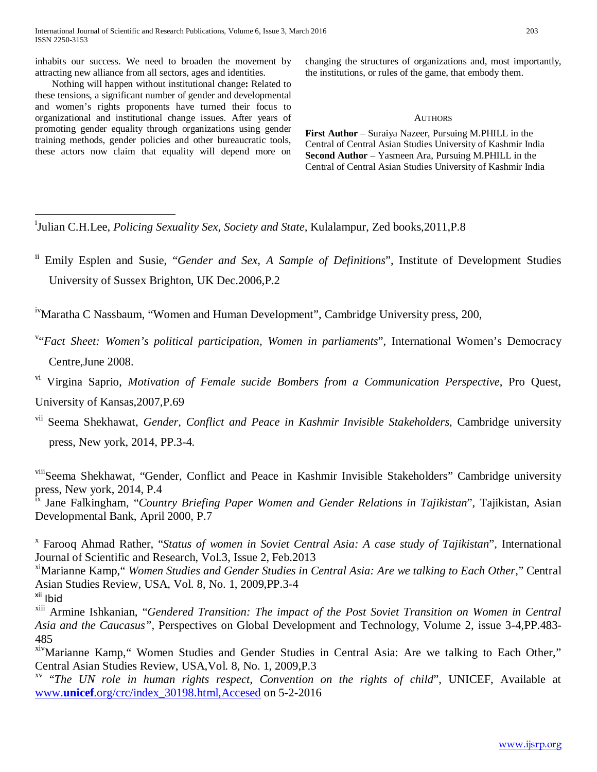inhabits our success. We need to broaden the movement by attracting new alliance from all sectors, ages and identities.

Nothing will happen without institutional change**:** Related to these tensions, a significant number of gender and developmental and women's rights proponents have turned their focus to organizational and institutional change issues. After years of promoting gender equality through organizations using gender training methods, gender policies and other bureaucratic tools, these actors now claim that equality will depend more on changing the structures of organizations and, most importantly, the institutions, or rules of the game, that embody them.

## Authors

**First Author** – Suraiya Nazeer, Pursuing M.PHILL in the Central of Central Asian Studies University of Kashmir India

**Second Author** – Yasmeen Ara, Pursuing M.PHILL in the Central of Central Asian Studies University of Kashmir India

---

[i] Julian C.H.Lee, *Policing Sexuality Sex, Society and State*, Kulalampur, Zed books,2011,P.8

[ii] Emily Esplen and Susie, "*Gender and Sex, A Sample of Definitions*", Institute of Development Studies University of Sussex Brighton, UK Dec.2006,P.2

[iv] Maratha C Nassbaum, "Women and Human Development", Cambridge University press, 200,

[v] "*Fact Sheet: Women's political participation, Women in parliaments*", International Women's Democracy Centre,June 2008.

[vi] Virgina Saprio, *Motivation of Female sucide Bombers from a Communication Perspective*, Pro Quest, University of Kansas,2007,P.69

[vii] Seema Shekhawat, *Gender, Conflict and Peace in Kashmir Invisible Stakeholders,* Cambridge university press, New york, 2014, PP.3-4.

[viii] Seema Shekhawat, "Gender, Conflict and Peace in Kashmir Invisible Stakeholders" Cambridge university press, New york, 2014, P.4

[ix] Jane Falkingham, "*Country Briefing Paper Women and Gender Relations in Tajikistan*", Tajikistan, Asian Developmental Bank, April 2000, P.7

[x] Farooq Ahmad Rather, "*Status of women in Soviet Central Asia: A case study of Tajikistan*", International Journal of Scientific and Research, Vol.3, Issue 2, Feb.2013

[xi] Marianne Kamp," *Women Studies and Gender Studies in Central Asia: Are we talking to Each Other*," Central Asian Studies Review, USA, Vol. 8, No. 1, 2009,PP.3-4

[xii] Ibid

[xiii] Armine Ishkanian, "*Gendered Transition: The impact of the Post Soviet Transition on Women in Central Asia and the Caucasus",* Perspectives on Global Development and Technology, Volume 2, issue 3-4,PP.483-485

[xiv] Marianne Kamp," Women Studies and Gender Studies in Central Asia: Are we talking to Each Other," Central Asian Studies Review, USA,Vol. 8, No. 1, 2009,P.3

[xv] "*The UN role in human rights respect, Convention on the rights of child*", UNICEF, Available at www.**unicef**.org/crc/index_30198.html,Accesed on 5-2-2016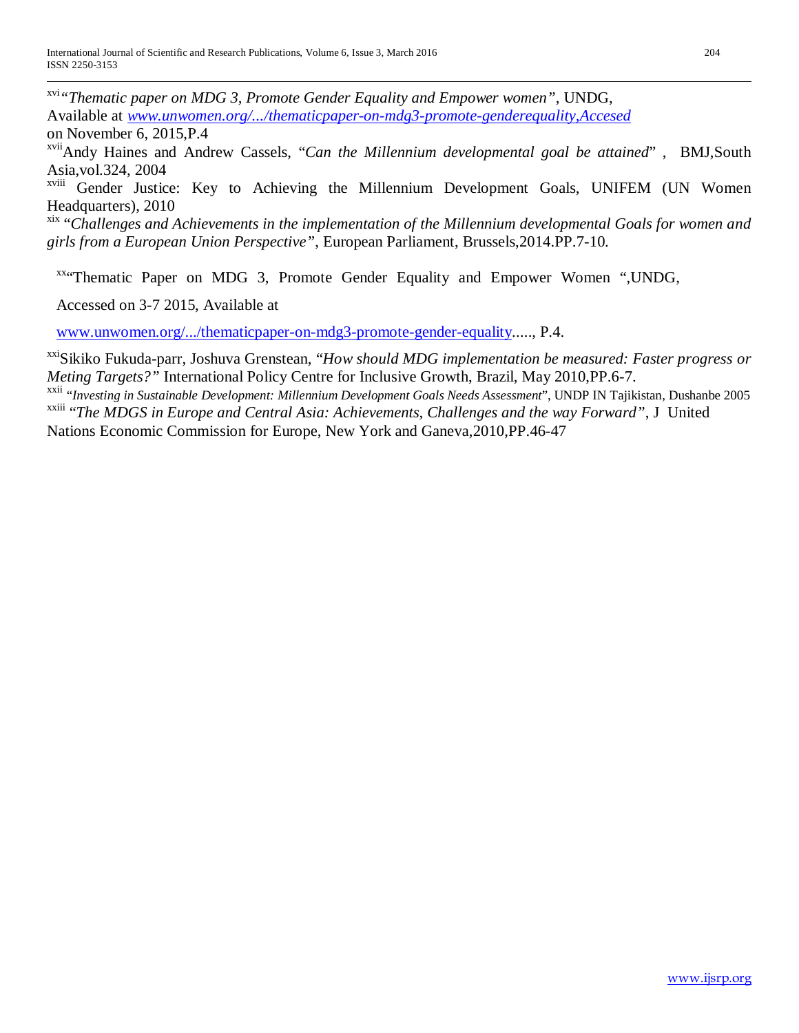[xvi] *"Thematic paper on MDG 3, Promote Gender Equality and Empower women"*, UNDG, Available at *www.unwomen.org/.../thematicpaper-on-mdg3-promote-genderequality,Accesed* on November 6, 2015,P.4

[xvii] Andy Haines and Andrew Cassels, "*Can the Millennium developmental goal be attained*" , BMJ,South Asia,vol.324, 2004

[xviii] Gender Justice: Key to Achieving the Millennium Development Goals, UNIFEM (UN Women Headquarters), 2010

[xix] "*Challenges and Achievements in the implementation of the Millennium developmental Goals for women and girls from a European Union Perspective"*, European Parliament, Brussels,2014.PP.7-10.

[xx] "Thematic Paper on MDG 3, Promote Gender Equality and Empower Women ",UNDG, Accessed on 3-7 2015, Available at www.unwomen.org/.../thematicpaper-on-mdg3-promote-gender-equality....., P.4.

[xxi] Sikiko Fukuda-parr, Joshuva Grenstean, "*How should MDG implementation be measured: Faster progress or Meting Targets?"* International Policy Centre for Inclusive Growth, Brazil, May 2010,PP.6-7.

[xxii] "*Investing in Sustainable Development: Millennium Development Goals Needs Assessment*", UNDP IN Tajikistan, Dushanbe 2005

[xxiii] "*The MDGS in Europe and Central Asia: Achievements, Challenges and the way Forward"*, J United Nations Economic Commission for Europe, New York and Ganeva,2010,PP.46-47